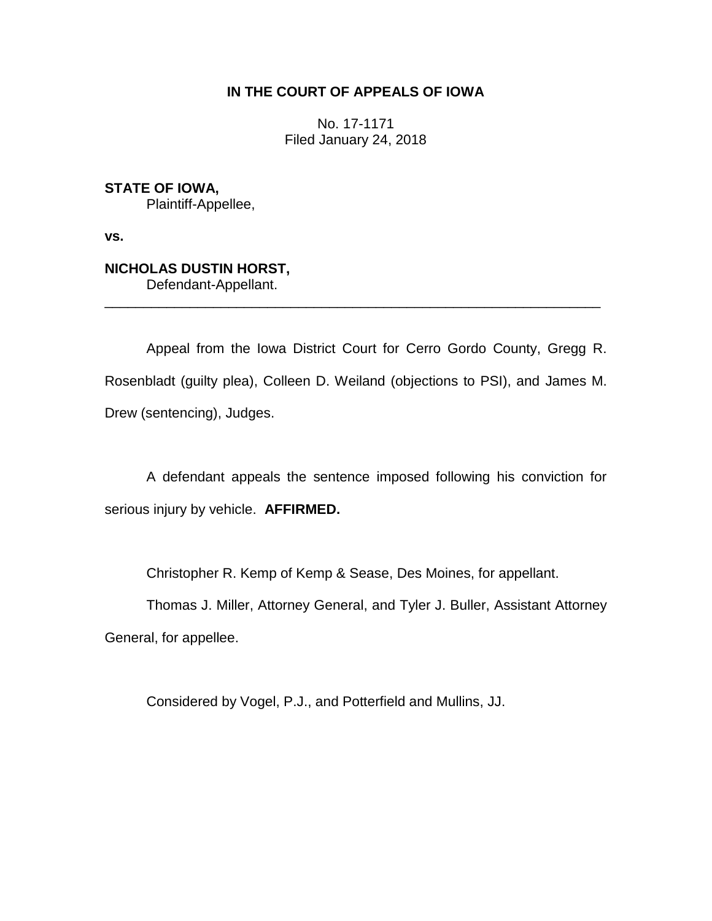**IN THE COURT OF APPEALS OF IOWA**

No. 17-1171
Filed January 24, 2018

**STATE OF IOWA,**
Plaintiff-Appellee,

**vs.**

**NICHOLAS DUSTIN HORST,**
Defendant-Appellant.

---

Appeal from the Iowa District Court for Cerro Gordo County, Gregg R. Rosenbladt (guilty plea), Colleen D. Weiland (objections to PSI), and James M. Drew (sentencing), Judges.

A defendant appeals the sentence imposed following his conviction for serious injury by vehicle. **AFFIRMED.**

Christopher R. Kemp of Kemp & Sease, Des Moines, for appellant.

Thomas J. Miller, Attorney General, and Tyler J. Buller, Assistant Attorney General, for appellee.

Considered by Vogel, P.J., and Potterfield and Mullins, JJ.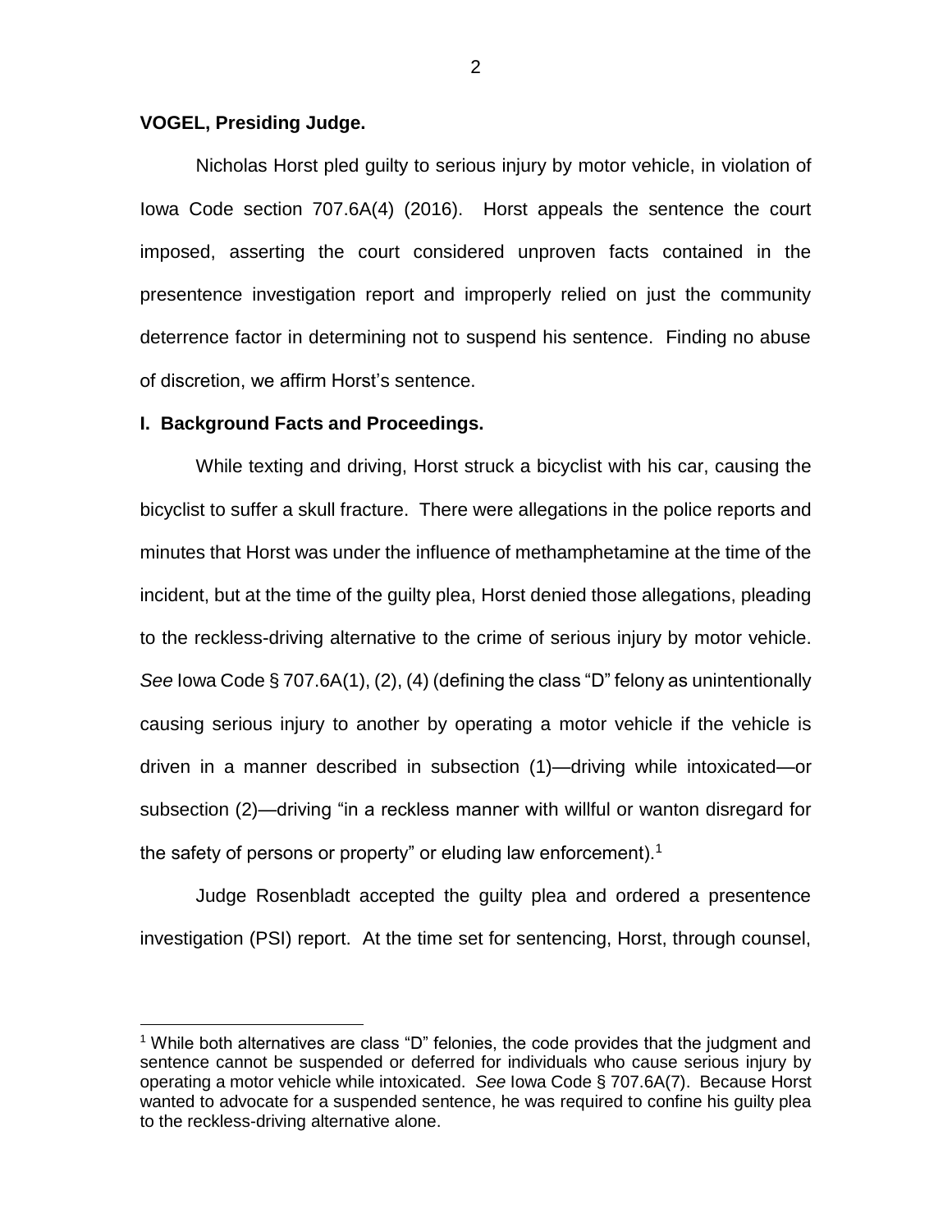**VOGEL, Presiding Judge.**

Nicholas Horst pled guilty to serious injury by motor vehicle, in violation of Iowa Code section 707.6A(4) (2016). Horst appeals the sentence the court imposed, asserting the court considered unproven facts contained in the presentence investigation report and improperly relied on just the community deterrence factor in determining not to suspend his sentence. Finding no abuse of discretion, we affirm Horst's sentence.

**I. Background Facts and Proceedings.**

While texting and driving, Horst struck a bicyclist with his car, causing the bicyclist to suffer a skull fracture. There were allegations in the police reports and minutes that Horst was under the influence of methamphetamine at the time of the incident, but at the time of the guilty plea, Horst denied those allegations, pleading to the reckless-driving alternative to the crime of serious injury by motor vehicle. *See* Iowa Code § 707.6A(1), (2), (4) (defining the class "D" felony as unintentionally causing serious injury to another by operating a motor vehicle if the vehicle is driven in a manner described in subsection (1)—driving while intoxicated—or subsection (2)—driving "in a reckless manner with willful or wanton disregard for the safety of persons or property" or eluding law enforcement).[1]

Judge Rosenbladt accepted the guilty plea and ordered a presentence investigation (PSI) report. At the time set for sentencing, Horst, through counsel,

[1] While both alternatives are class "D" felonies, the code provides that the judgment and sentence cannot be suspended or deferred for individuals who cause serious injury by operating a motor vehicle while intoxicated. *See* Iowa Code § 707.6A(7). Because Horst wanted to advocate for a suspended sentence, he was required to confine his guilty plea to the reckless-driving alternative alone.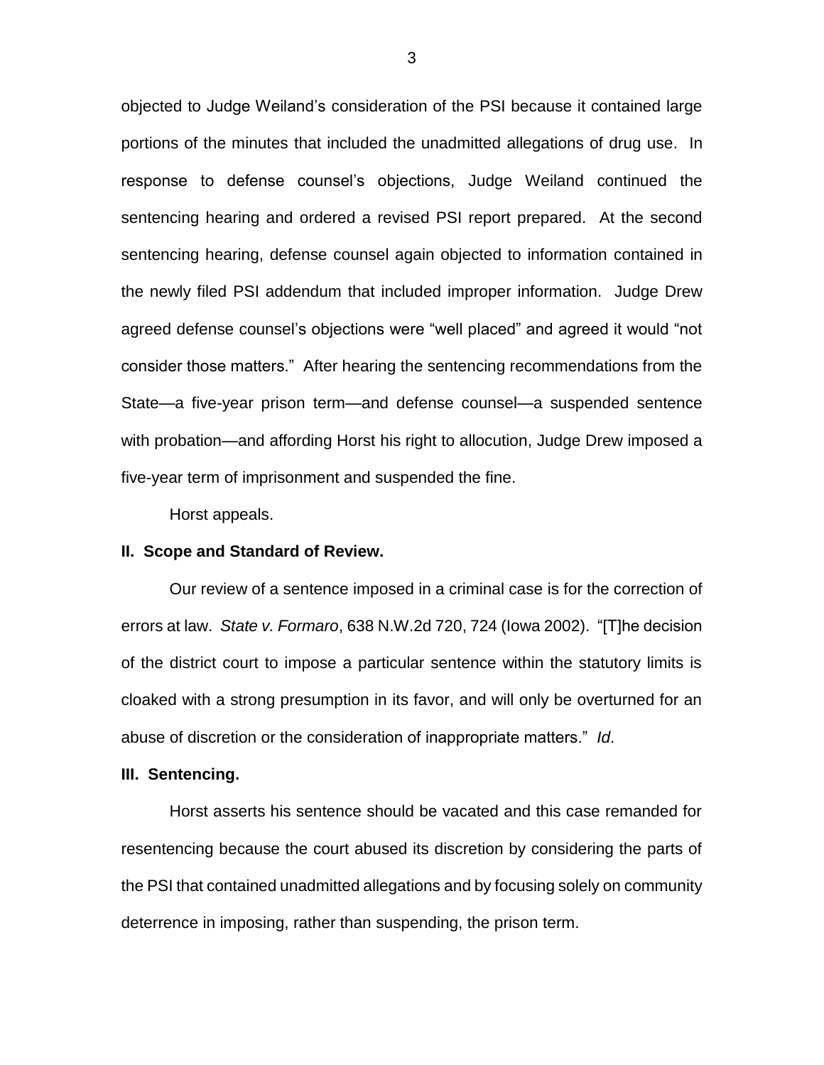objected to Judge Weiland's consideration of the PSI because it contained large portions of the minutes that included the unadmitted allegations of drug use. In response to defense counsel's objections, Judge Weiland continued the sentencing hearing and ordered a revised PSI report prepared. At the second sentencing hearing, defense counsel again objected to information contained in the newly filed PSI addendum that included improper information. Judge Drew agreed defense counsel's objections were "well placed" and agreed it would "not consider those matters." After hearing the sentencing recommendations from the State—a five-year prison term—and defense counsel—a suspended sentence with probation—and affording Horst his right to allocution, Judge Drew imposed a five-year term of imprisonment and suspended the fine.

Horst appeals.

## II. Scope and Standard of Review.

Our review of a sentence imposed in a criminal case is for the correction of errors at law. *State v. Formaro*, 638 N.W.2d 720, 724 (Iowa 2002). "[T]he decision of the district court to impose a particular sentence within the statutory limits is cloaked with a strong presumption in its favor, and will only be overturned for an abuse of discretion or the consideration of inappropriate matters." *Id*.

## III. Sentencing.

Horst asserts his sentence should be vacated and this case remanded for resentencing because the court abused its discretion by considering the parts of the PSI that contained unadmitted allegations and by focusing solely on community deterrence in imposing, rather than suspending, the prison term.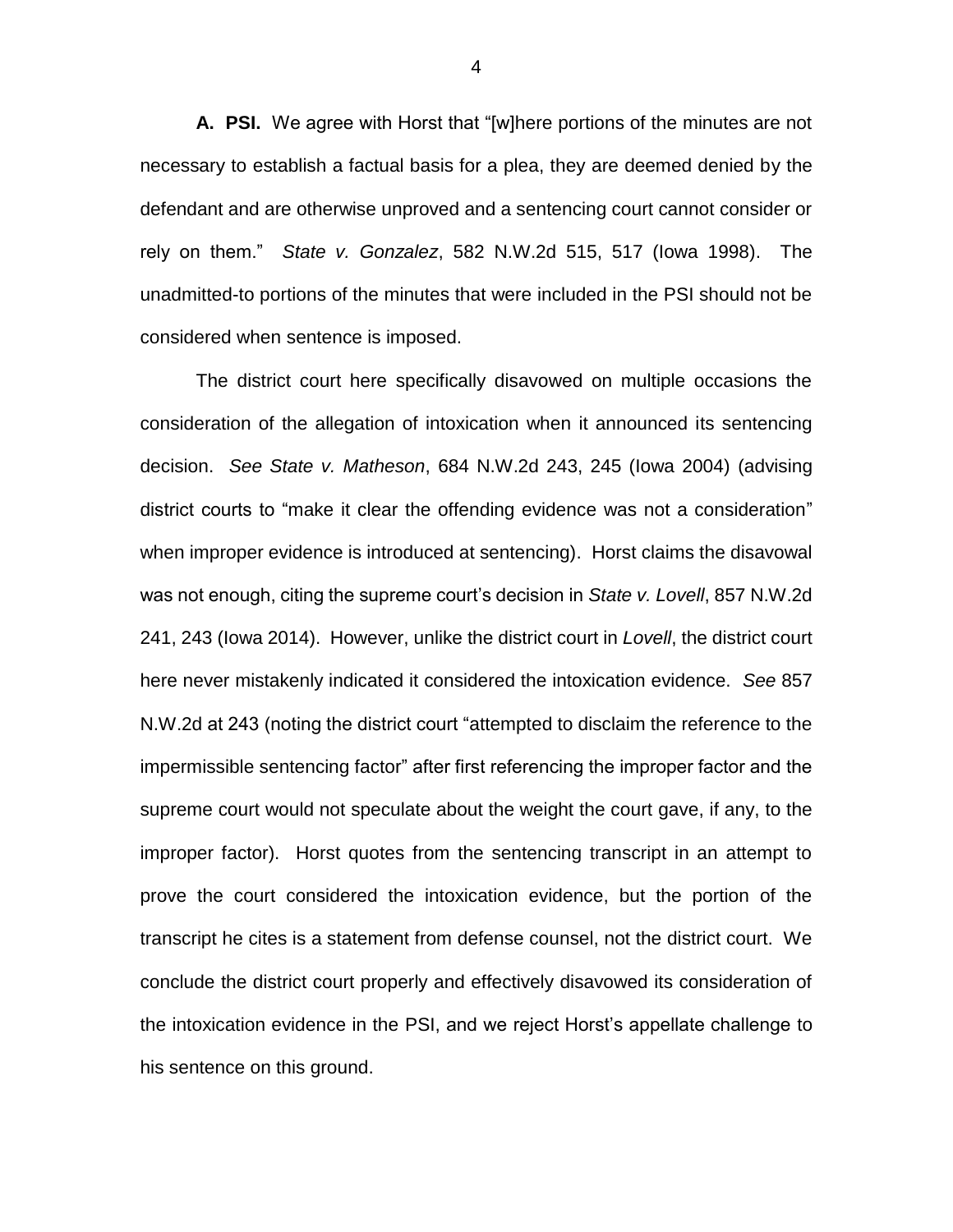**A. PSI.** We agree with Horst that "[w]here portions of the minutes are not necessary to establish a factual basis for a plea, they are deemed denied by the defendant and are otherwise unproved and a sentencing court cannot consider or rely on them." *State v. Gonzalez*, 582 N.W.2d 515, 517 (Iowa 1998). The unadmitted-to portions of the minutes that were included in the PSI should not be considered when sentence is imposed.

The district court here specifically disavowed on multiple occasions the consideration of the allegation of intoxication when it announced its sentencing decision. *See State v. Matheson*, 684 N.W.2d 243, 245 (Iowa 2004) (advising district courts to "make it clear the offending evidence was not a consideration" when improper evidence is introduced at sentencing). Horst claims the disavowal was not enough, citing the supreme court's decision in *State v. Lovell*, 857 N.W.2d 241, 243 (Iowa 2014). However, unlike the district court in *Lovell*, the district court here never mistakenly indicated it considered the intoxication evidence. *See* 857 N.W.2d at 243 (noting the district court "attempted to disclaim the reference to the impermissible sentencing factor" after first referencing the improper factor and the supreme court would not speculate about the weight the court gave, if any, to the improper factor). Horst quotes from the sentencing transcript in an attempt to prove the court considered the intoxication evidence, but the portion of the transcript he cites is a statement from defense counsel, not the district court. We conclude the district court properly and effectively disavowed its consideration of the intoxication evidence in the PSI, and we reject Horst's appellate challenge to his sentence on this ground.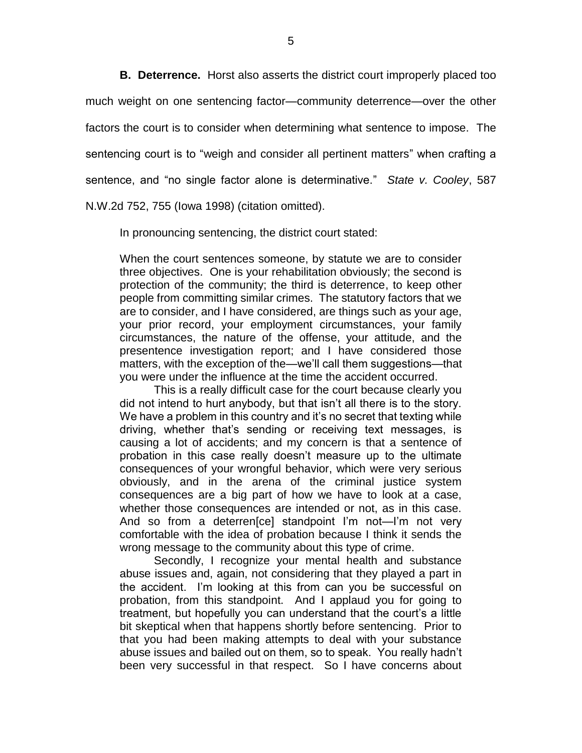**B. Deterrence.** Horst also asserts the district court improperly placed too much weight on one sentencing factor—community deterrence—over the other factors the court is to consider when determining what sentence to impose. The sentencing court is to "weigh and consider all pertinent matters" when crafting a sentence, and "no single factor alone is determinative." *State v. Cooley*, 587 N.W.2d 752, 755 (Iowa 1998) (citation omitted).

In pronouncing sentencing, the district court stated:

> When the court sentences someone, by statute we are to consider three objectives. One is your rehabilitation obviously; the second is protection of the community; the third is deterrence, to keep other people from committing similar crimes. The statutory factors that we are to consider, and I have considered, are things such as your age, your prior record, your employment circumstances, your family circumstances, the nature of the offense, your attitude, and the presentence investigation report; and I have considered those matters, with the exception of the—we'll call them suggestions—that you were under the influence at the time the accident occurred.
>
> This is a really difficult case for the court because clearly you did not intend to hurt anybody, but that isn't all there is to the story. We have a problem in this country and it's no secret that texting while driving, whether that's sending or receiving text messages, is causing a lot of accidents; and my concern is that a sentence of probation in this case really doesn't measure up to the ultimate consequences of your wrongful behavior, which were very serious obviously, and in the arena of the criminal justice system consequences are a big part of how we have to look at a case, whether those consequences are intended or not, as in this case. And so from a deterren[ce] standpoint I'm not—I'm not very comfortable with the idea of probation because I think it sends the wrong message to the community about this type of crime.
>
> Secondly, I recognize your mental health and substance abuse issues and, again, not considering that they played a part in the accident. I'm looking at this from can you be successful on probation, from this standpoint. And I applaud you for going to treatment, but hopefully you can understand that the court's a little bit skeptical when that happens shortly before sentencing. Prior to that you had been making attempts to deal with your substance abuse issues and bailed out on them, so to speak. You really hadn't been very successful in that respect. So I have concerns about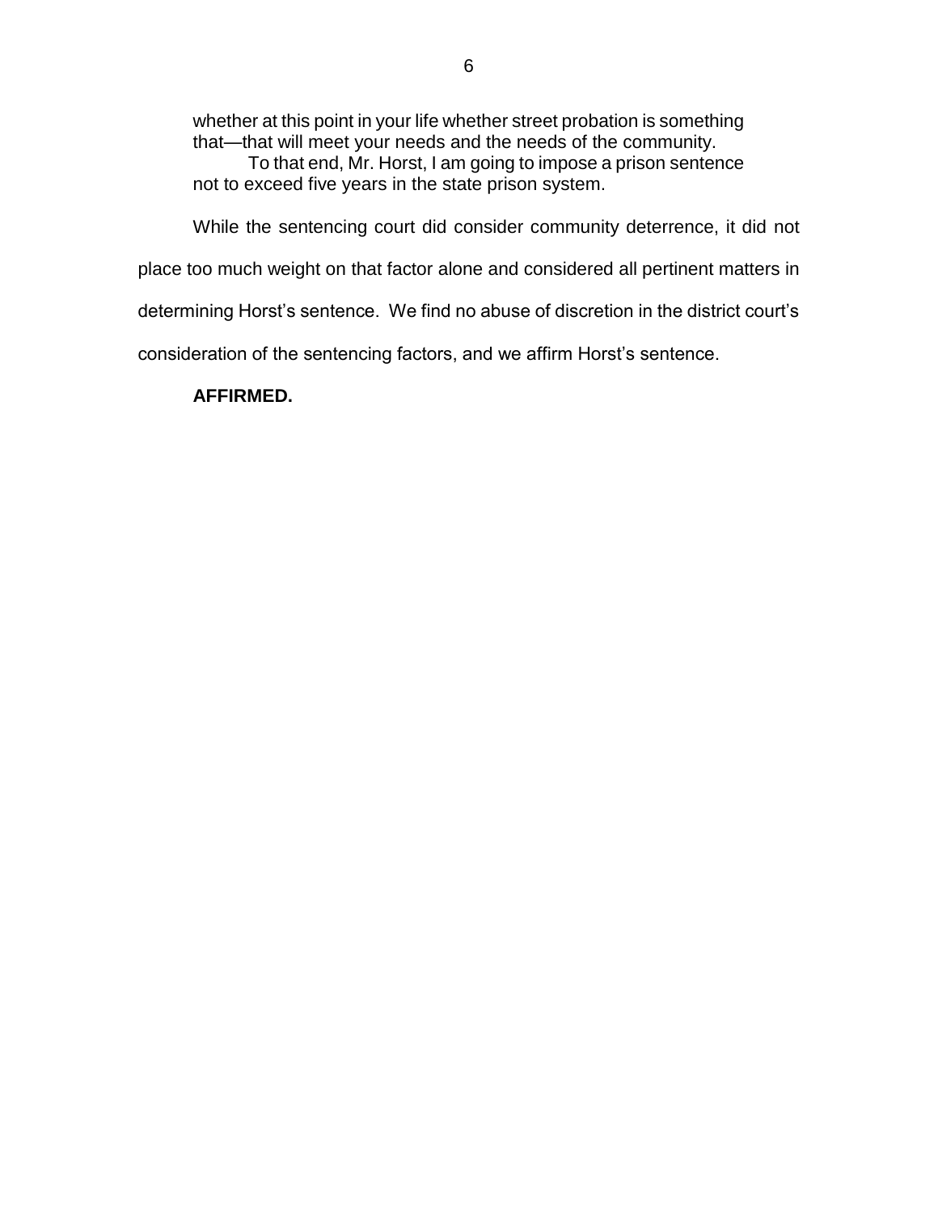> whether at this point in your life whether street probation is something that—that will meet your needs and the needs of the community.
> To that end, Mr. Horst, I am going to impose a prison sentence not to exceed five years in the state prison system.

While the sentencing court did consider community deterrence, it did not place too much weight on that factor alone and considered all pertinent matters in determining Horst's sentence. We find no abuse of discretion in the district court's consideration of the sentencing factors, and we affirm Horst's sentence.

**AFFIRMED.**